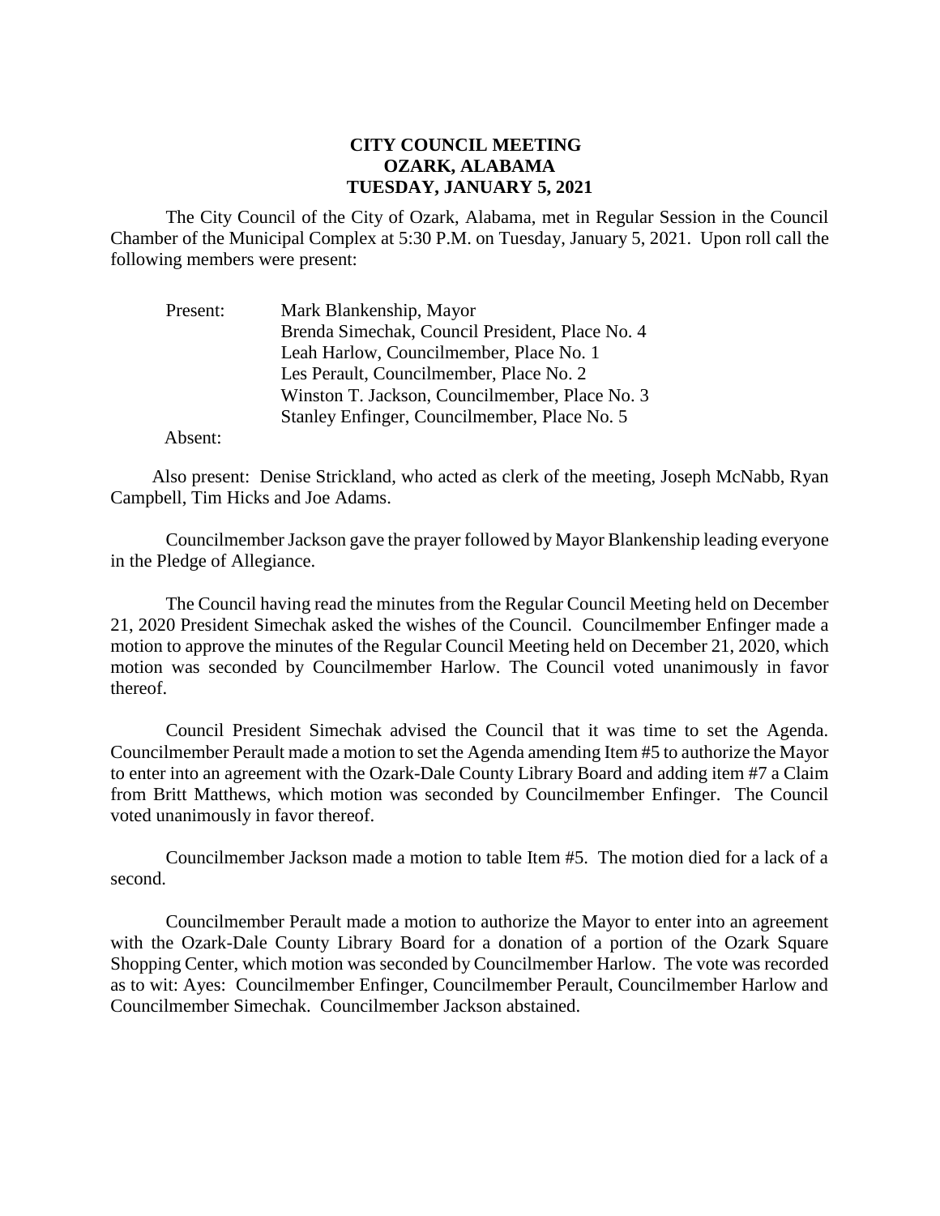**CITY COUNCIL MEETING**
**OZARK, ALABAMA**
**TUESDAY, JANUARY 5, 2021**

The City Council of the City of Ozark, Alabama, met in Regular Session in the Council Chamber of the Municipal Complex at 5:30 P.M. on Tuesday, January 5, 2021. Upon roll call the following members were present:

Present: Mark Blankenship, Mayor
Brenda Simechak, Council President, Place No. 4
Leah Harlow, Councilmember, Place No. 1
Les Perault, Councilmember, Place No. 2
Winston T. Jackson, Councilmember, Place No. 3
Stanley Enfinger, Councilmember, Place No. 5

Absent:

Also present: Denise Strickland, who acted as clerk of the meeting, Joseph McNabb, Ryan Campbell, Tim Hicks and Joe Adams.

Councilmember Jackson gave the prayer followed by Mayor Blankenship leading everyone in the Pledge of Allegiance.

The Council having read the minutes from the Regular Council Meeting held on December 21, 2020 President Simechak asked the wishes of the Council. Councilmember Enfinger made a motion to approve the minutes of the Regular Council Meeting held on December 21, 2020, which motion was seconded by Councilmember Harlow. The Council voted unanimously in favor thereof.

Council President Simechak advised the Council that it was time to set the Agenda. Councilmember Perault made a motion to set the Agenda amending Item #5 to authorize the Mayor to enter into an agreement with the Ozark-Dale County Library Board and adding item #7 a Claim from Britt Matthews, which motion was seconded by Councilmember Enfinger. The Council voted unanimously in favor thereof.

Councilmember Jackson made a motion to table Item #5. The motion died for a lack of a second.

Councilmember Perault made a motion to authorize the Mayor to enter into an agreement with the Ozark-Dale County Library Board for a donation of a portion of the Ozark Square Shopping Center, which motion was seconded by Councilmember Harlow. The vote was recorded as to wit: Ayes: Councilmember Enfinger, Councilmember Perault, Councilmember Harlow and Councilmember Simechak. Councilmember Jackson abstained.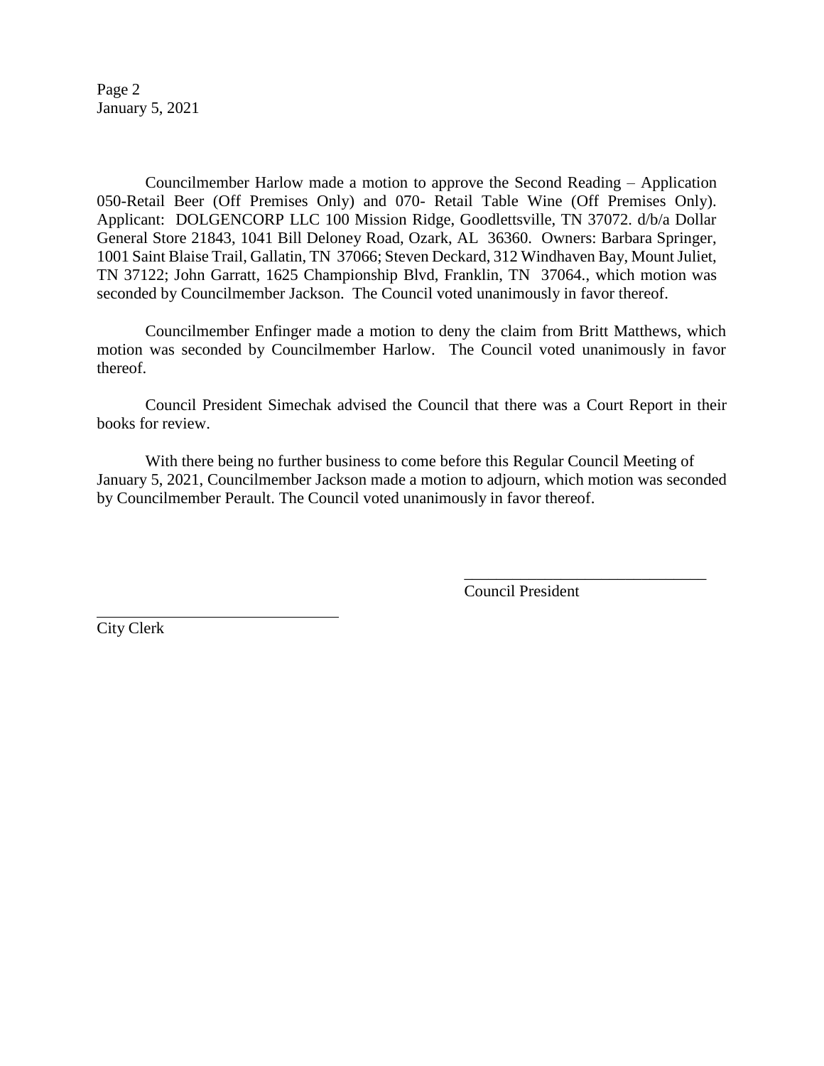Councilmember Harlow made a motion to approve the Second Reading – Application 050-Retail Beer (Off Premises Only) and 070- Retail Table Wine (Off Premises Only). Applicant: DOLGENCORP LLC 100 Mission Ridge, Goodlettsville, TN 37072. d/b/a Dollar General Store 21843, 1041 Bill Deloney Road, Ozark, AL 36360. Owners: Barbara Springer, 1001 Saint Blaise Trail, Gallatin, TN 37066; Steven Deckard, 312 Windhaven Bay, Mount Juliet, TN 37122; John Garratt, 1625 Championship Blvd, Franklin, TN 37064., which motion was seconded by Councilmember Jackson. The Council voted unanimously in favor thereof.

Councilmember Enfinger made a motion to deny the claim from Britt Matthews, which motion was seconded by Councilmember Harlow. The Council voted unanimously in favor thereof.

Council President Simechak advised the Council that there was a Court Report in their books for review.

With there being no further business to come before this Regular Council Meeting of January 5, 2021, Councilmember Jackson made a motion to adjourn, which motion was seconded by Councilmember Perault. The Council voted unanimously in favor thereof.

\_\_\_\_\_\_\_\_\_\_\_\_\_\_\_\_\_\_\_\_\_\_\_\_\_\_\_\_\_\_
Council President

\_\_\_\_\_\_\_\_\_\_\_\_\_\_\_\_\_\_\_\_\_\_\_\_\_\_\_\_\_\_
City Clerk